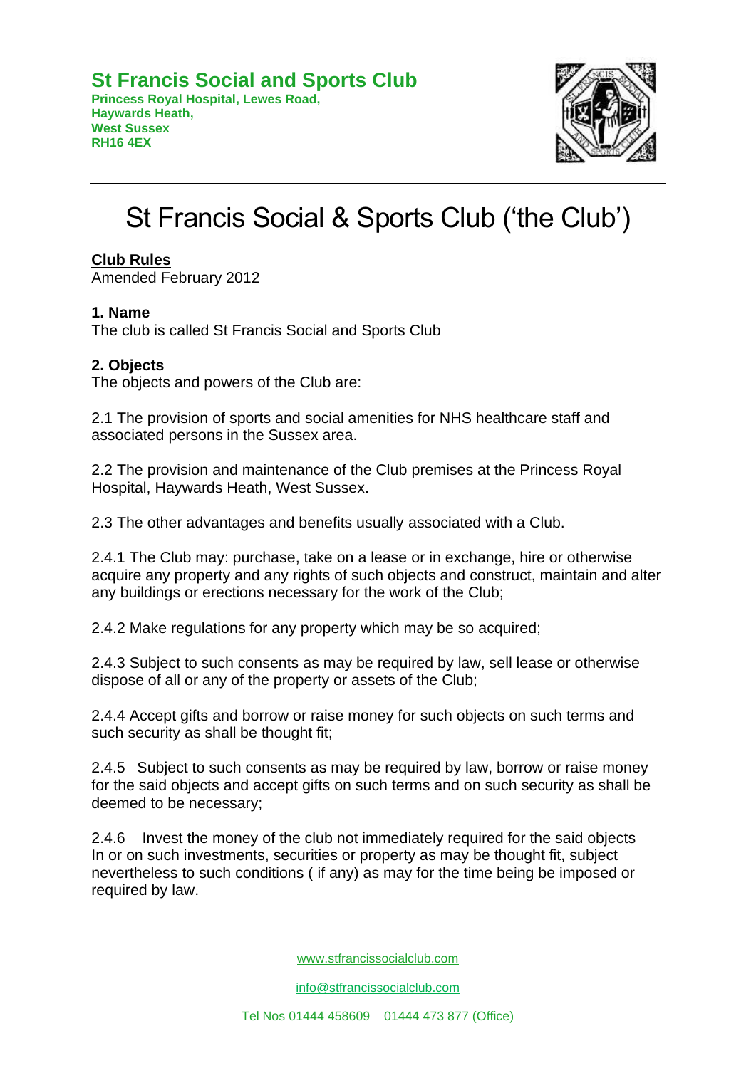**St Francis Social and Sports Club**
**Princess Royal Hospital, Lewes Road,**
**Haywards Heath,**
**West Sussex**
**RH16 4EX**

# St Francis Social & Sports Club ('the Club')

**Club Rules**
Amended February 2012

### 1. Name

The club is called St Francis Social and Sports Club

### 2. Objects

The objects and powers of the Club are:

2.1 The provision of sports and social amenities for NHS healthcare staff and associated persons in the Sussex area.

2.2 The provision and maintenance of the Club premises at the Princess Royal Hospital, Haywards Heath, West Sussex.

2.3 The other advantages and benefits usually associated with a Club.

2.4.1 The Club may: purchase, take on a lease or in exchange, hire or otherwise acquire any property and any rights of such objects and construct, maintain and alter any buildings or erections necessary for the work of the Club;

2.4.2 Make regulations for any property which may be so acquired;

2.4.3 Subject to such consents as may be required by law, sell lease or otherwise dispose of all or any of the property or assets of the Club;

2.4.4 Accept gifts and borrow or raise money for such objects on such terms and such security as shall be thought fit;

2.4.5 Subject to such consents as may be required by law, borrow or raise money for the said objects and accept gifts on such terms and on such security as shall be deemed to be necessary;

2.4.6 Invest the money of the club not immediately required for the said objects In or on such investments, securities or property as may be thought fit, subject nevertheless to such conditions ( if any) as may for the time being be imposed or required by law.

www.stfrancissocialclub.com

info@stfrancissocialclub.com

Tel Nos 01444 458609 01444 473 877 (Office)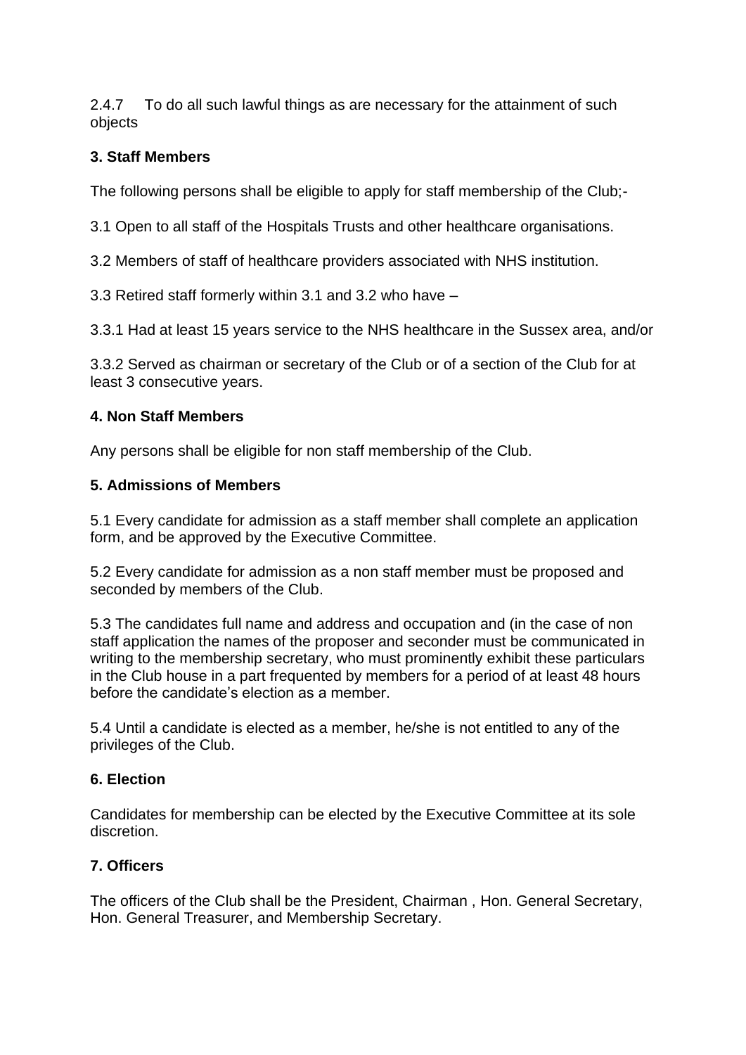2.4.7 To do all such lawful things as are necessary for the attainment of such objects

**3. Staff Members**

The following persons shall be eligible to apply for staff membership of the Club;-

3.1 Open to all staff of the Hospitals Trusts and other healthcare organisations.

3.2 Members of staff of healthcare providers associated with NHS institution.

3.3 Retired staff formerly within 3.1 and 3.2 who have –

3.3.1 Had at least 15 years service to the NHS healthcare in the Sussex area, and/or

3.3.2 Served as chairman or secretary of the Club or of a section of the Club for at least 3 consecutive years.

**4. Non Staff Members**

Any persons shall be eligible for non staff membership of the Club.

**5. Admissions of Members**

5.1 Every candidate for admission as a staff member shall complete an application form, and be approved by the Executive Committee.

5.2 Every candidate for admission as a non staff member must be proposed and seconded by members of the Club.

5.3 The candidates full name and address and occupation and (in the case of non staff application the names of the proposer and seconder must be communicated in writing to the membership secretary, who must prominently exhibit these particulars in the Club house in a part frequented by members for a period of at least 48 hours before the candidate's election as a member.

5.4 Until a candidate is elected as a member, he/she is not entitled to any of the privileges of the Club.

**6. Election**

Candidates for membership can be elected by the Executive Committee at its sole discretion.

**7. Officers**

The officers of the Club shall be the President, Chairman , Hon. General Secretary, Hon. General Treasurer, and Membership Secretary.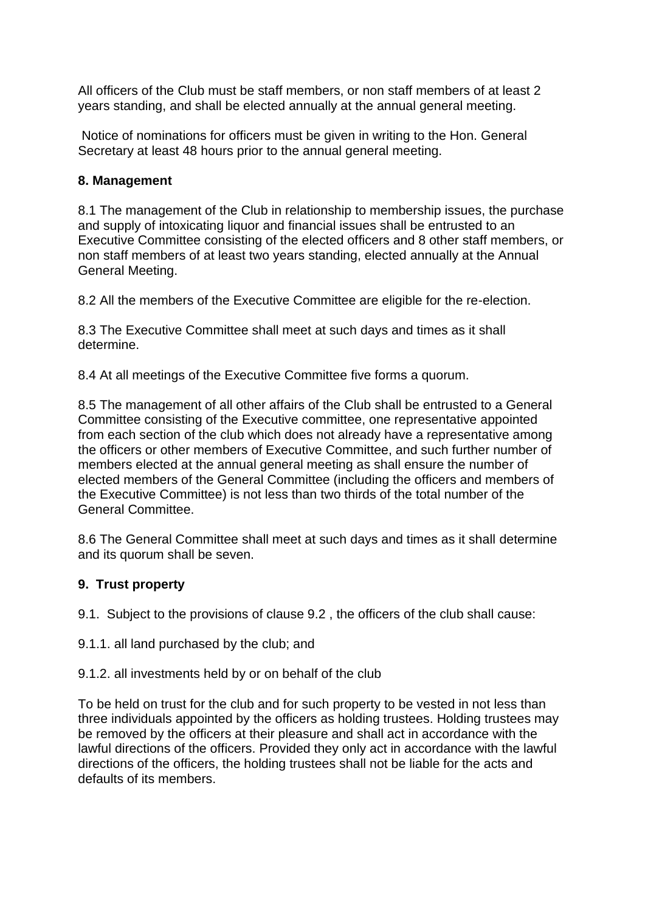All officers of the Club must be staff members, or non staff members of at least 2 years standing, and shall be elected annually at the annual general meeting.

Notice of nominations for officers must be given in writing to the Hon. General Secretary at least 48 hours prior to the annual general meeting.

**8. Management**

8.1 The management of the Club in relationship to membership issues, the purchase and supply of intoxicating liquor and financial issues shall be entrusted to an Executive Committee consisting of the elected officers and 8 other staff members, or non staff members of at least two years standing, elected annually at the Annual General Meeting.

8.2 All the members of the Executive Committee are eligible for the re-election.

8.3 The Executive Committee shall meet at such days and times as it shall determine.

8.4 At all meetings of the Executive Committee five forms a quorum.

8.5 The management of all other affairs of the Club shall be entrusted to a General Committee consisting of the Executive committee, one representative appointed from each section of the club which does not already have a representative among the officers or other members of Executive Committee, and such further number of members elected at the annual general meeting as shall ensure the number of elected members of the General Committee (including the officers and members of the Executive Committee) is not less than two thirds of the total number of the General Committee.

8.6 The General Committee shall meet at such days and times as it shall determine and its quorum shall be seven.

**9. Trust property**

9.1. Subject to the provisions of clause 9.2 , the officers of the club shall cause:

9.1.1. all land purchased by the club; and

9.1.2. all investments held by or on behalf of the club

To be held on trust for the club and for such property to be vested in not less than three individuals appointed by the officers as holding trustees. Holding trustees may be removed by the officers at their pleasure and shall act in accordance with the lawful directions of the officers. Provided they only act in accordance with the lawful directions of the officers, the holding trustees shall not be liable for the acts and defaults of its members.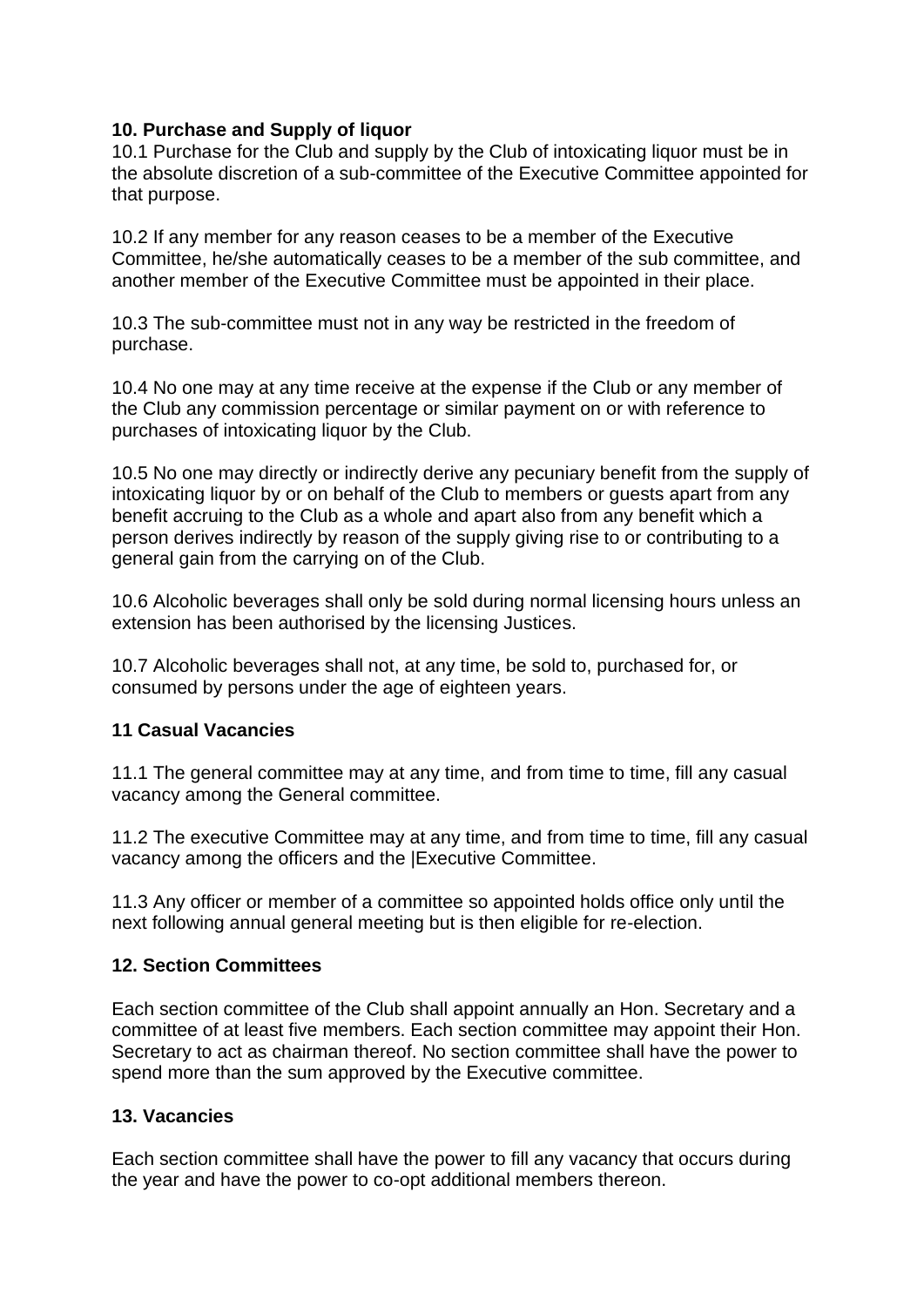**10. Purchase and Supply of liquor**

10.1 Purchase for the Club and supply by the Club of intoxicating liquor must be in the absolute discretion of a sub-committee of the Executive Committee appointed for that purpose.

10.2 If any member for any reason ceases to be a member of the Executive Committee, he/she automatically ceases to be a member of the sub committee, and another member of the Executive Committee must be appointed in their place.

10.3 The sub-committee must not in any way be restricted in the freedom of purchase.

10.4 No one may at any time receive at the expense if the Club or any member of the Club any commission percentage or similar payment on or with reference to purchases of intoxicating liquor by the Club.

10.5 No one may directly or indirectly derive any pecuniary benefit from the supply of intoxicating liquor by or on behalf of the Club to members or guests apart from any benefit accruing to the Club as a whole and apart also from any benefit which a person derives indirectly by reason of the supply giving rise to or contributing to a general gain from the carrying on of the Club.

10.6 Alcoholic beverages shall only be sold during normal licensing hours unless an extension has been authorised by the licensing Justices.

10.7 Alcoholic beverages shall not, at any time, be sold to, purchased for, or consumed by persons under the age of eighteen years.

**11 Casual Vacancies**

11.1 The general committee may at any time, and from time to time, fill any casual vacancy among the General committee.

11.2 The executive Committee may at any time, and from time to time, fill any casual vacancy among the officers and the |Executive Committee.

11.3 Any officer or member of a committee so appointed holds office only until the next following annual general meeting but is then eligible for re-election.

**12. Section Committees**

Each section committee of the Club shall appoint annually an Hon. Secretary and a committee of at least five members. Each section committee may appoint their Hon. Secretary to act as chairman thereof. No section committee shall have the power to spend more than the sum approved by the Executive committee.

**13. Vacancies**

Each section committee shall have the power to fill any vacancy that occurs during the year and have the power to co-opt additional members thereon.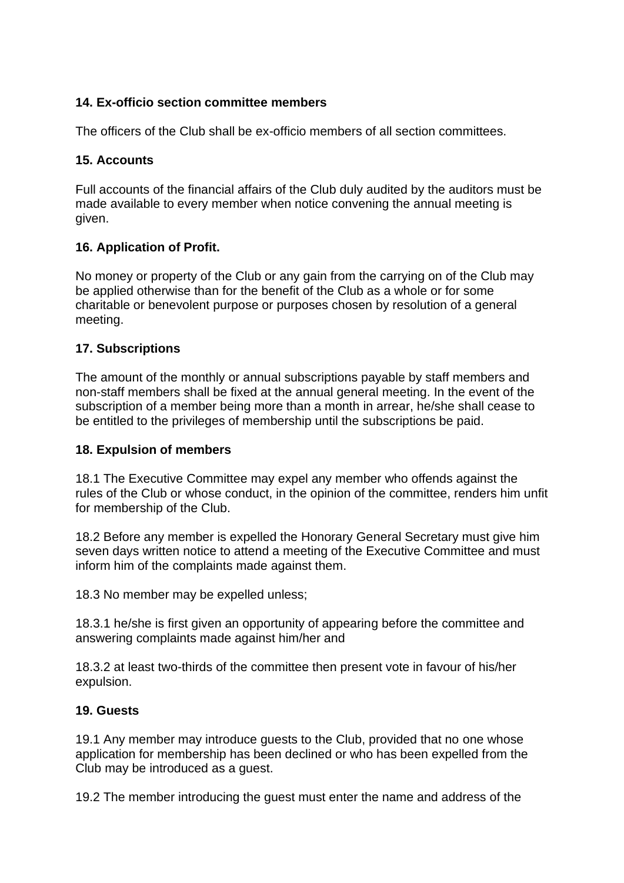**14. Ex-officio section committee members**

The officers of the Club shall be ex-officio members of all section committees.

**15. Accounts**

Full accounts of the financial affairs of the Club duly audited by the auditors must be made available to every member when notice convening the annual meeting is given.

**16. Application of Profit.**

No money or property of the Club or any gain from the carrying on of the Club may be applied otherwise than for the benefit of the Club as a whole or for some charitable or benevolent purpose or purposes chosen by resolution of a general meeting.

**17. Subscriptions**

The amount of the monthly or annual subscriptions payable by staff members and non-staff members shall be fixed at the annual general meeting. In the event of the subscription of a member being more than a month in arrear, he/she shall cease to be entitled to the privileges of membership until the subscriptions be paid.

**18. Expulsion of members**

18.1 The Executive Committee may expel any member who offends against the rules of the Club or whose conduct, in the opinion of the committee, renders him unfit for membership of the Club.

18.2 Before any member is expelled the Honorary General Secretary must give him seven days written notice to attend a meeting of the Executive Committee and must inform him of the complaints made against them.

18.3 No member may be expelled unless;

18.3.1 he/she is first given an opportunity of appearing before the committee and answering complaints made against him/her and

18.3.2 at least two-thirds of the committee then present vote in favour of his/her expulsion.

**19. Guests**

19.1 Any member may introduce guests to the Club, provided that no one whose application for membership has been declined or who has been expelled from the Club may be introduced as a guest.

19.2 The member introducing the guest must enter the name and address of the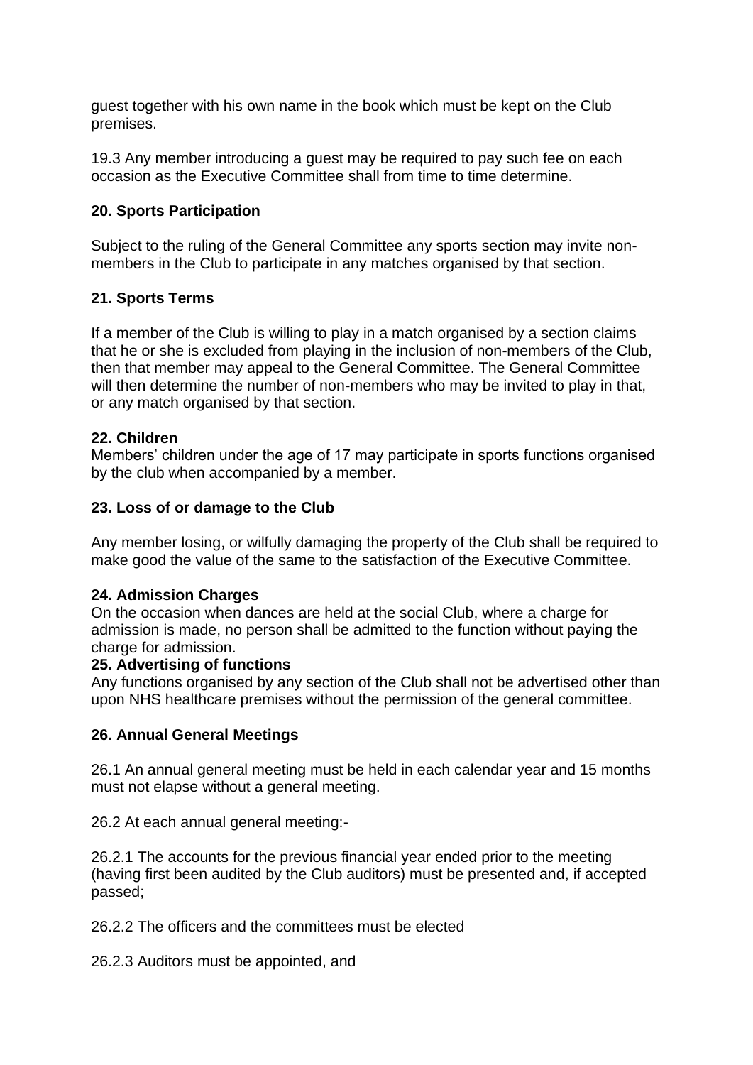guest together with his own name in the book which must be kept on the Club premises.

19.3 Any member introducing a guest may be required to pay such fee on each occasion as the Executive Committee shall from time to time determine.

**20. Sports Participation**

Subject to the ruling of the General Committee any sports section may invite non-members in the Club to participate in any matches organised by that section.

**21. Sports Terms**

If a member of the Club is willing to play in a match organised by a section claims that he or she is excluded from playing in the inclusion of non-members of the Club, then that member may appeal to the General Committee. The General Committee will then determine the number of non-members who may be invited to play in that, or any match organised by that section.

**22. Children**

Members' children under the age of 17 may participate in sports functions organised by the club when accompanied by a member.

**23. Loss of or damage to the Club**

Any member losing, or wilfully damaging the property of the Club shall be required to make good the value of the same to the satisfaction of the Executive Committee.

**24. Admission Charges**

On the occasion when dances are held at the social Club, where a charge for admission is made, no person shall be admitted to the function without paying the charge for admission.

**25. Advertising of functions**

Any functions organised by any section of the Club shall not be advertised other than upon NHS healthcare premises without the permission of the general committee.

**26. Annual General Meetings**

26.1 An annual general meeting must be held in each calendar year and 15 months must not elapse without a general meeting.

26.2 At each annual general meeting:-

26.2.1 The accounts for the previous financial year ended prior to the meeting (having first been audited by the Club auditors) must be presented and, if accepted passed;

26.2.2 The officers and the committees must be elected

26.2.3 Auditors must be appointed, and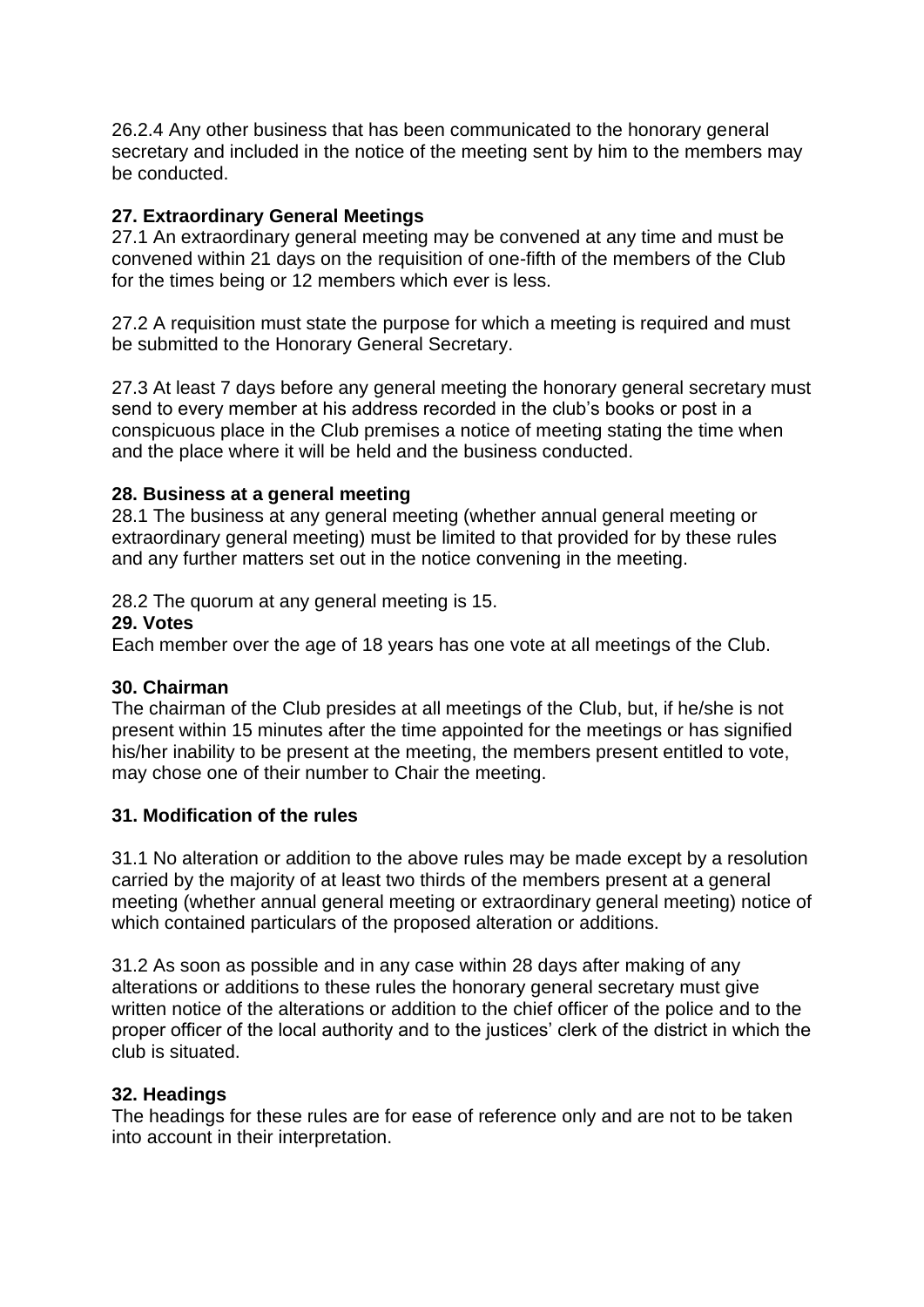26.2.4 Any other business that has been communicated to the honorary general secretary and included in the notice of the meeting sent by him to the members may be conducted.

**27. Extraordinary General Meetings**

27.1 An extraordinary general meeting may be convened at any time and must be convened within 21 days on the requisition of one-fifth of the members of the Club for the times being or 12 members which ever is less.

27.2 A requisition must state the purpose for which a meeting is required and must be submitted to the Honorary General Secretary.

27.3 At least 7 days before any general meeting the honorary general secretary must send to every member at his address recorded in the club's books or post in a conspicuous place in the Club premises a notice of meeting stating the time when and the place where it will be held and the business conducted.

**28. Business at a general meeting**

28.1 The business at any general meeting (whether annual general meeting or extraordinary general meeting) must be limited to that provided for by these rules and any further matters set out in the notice convening in the meeting.

28.2 The quorum at any general meeting is 15.

**29. Votes**

Each member over the age of 18 years has one vote at all meetings of the Club.

**30. Chairman**

The chairman of the Club presides at all meetings of the Club, but, if he/she is not present within 15 minutes after the time appointed for the meetings or has signified his/her inability to be present at the meeting, the members present entitled to vote, may chose one of their number to Chair the meeting.

**31. Modification of the rules**

31.1 No alteration or addition to the above rules may be made except by a resolution carried by the majority of at least two thirds of the members present at a general meeting (whether annual general meeting or extraordinary general meeting) notice of which contained particulars of the proposed alteration or additions.

31.2 As soon as possible and in any case within 28 days after making of any alterations or additions to these rules the honorary general secretary must give written notice of the alterations or addition to the chief officer of the police and to the proper officer of the local authority and to the justices' clerk of the district in which the club is situated.

**32. Headings**

The headings for these rules are for ease of reference only and are not to be taken into account in their interpretation.